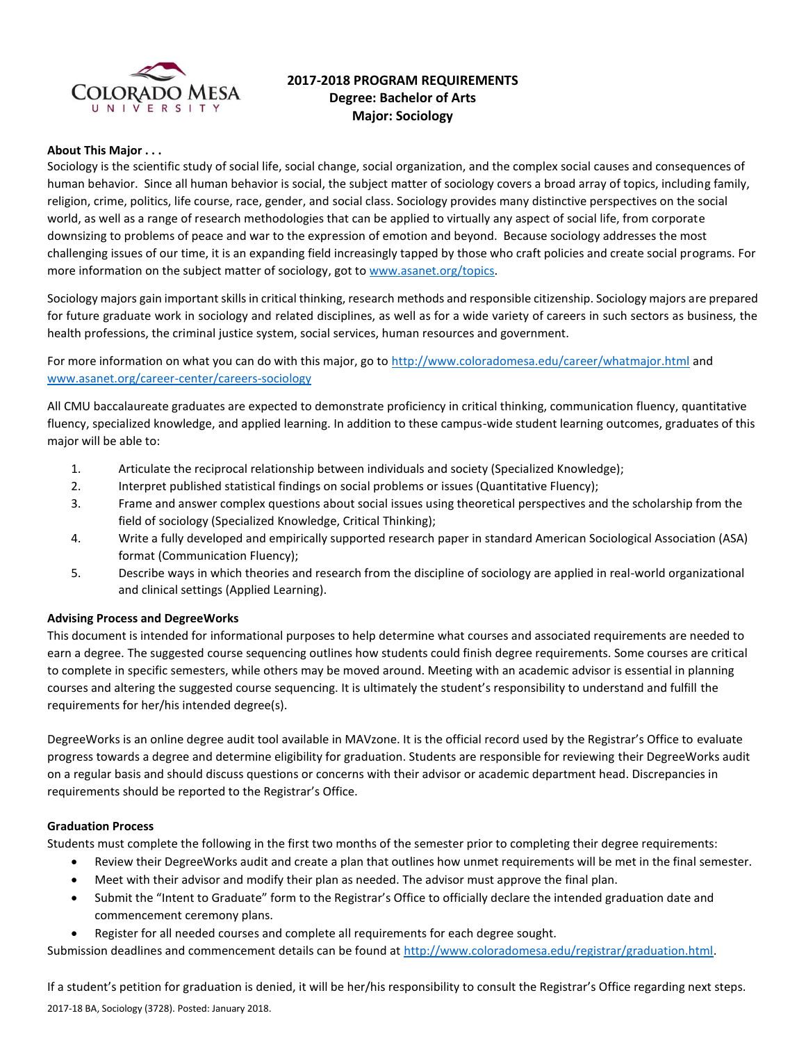# 2017-2018 PROGRAM REQUIREMENTS
## Degree: Bachelor of Arts
## Major: Sociology

**About This Major . . .**

Sociology is the scientific study of social life, social change, social organization, and the complex social causes and consequences of human behavior. Since all human behavior is social, the subject matter of sociology covers a broad array of topics, including family, religion, crime, politics, life course, race, gender, and social class. Sociology provides many distinctive perspectives on the social world, as well as a range of research methodologies that can be applied to virtually any aspect of social life, from corporate downsizing to problems of peace and war to the expression of emotion and beyond. Because sociology addresses the most challenging issues of our time, it is an expanding field increasingly tapped by those who craft policies and create social programs. For more information on the subject matter of sociology, got to www.asanet.org/topics.

Sociology majors gain important skills in critical thinking, research methods and responsible citizenship. Sociology majors are prepared for future graduate work in sociology and related disciplines, as well as for a wide variety of careers in such sectors as business, the health professions, the criminal justice system, social services, human resources and government.

For more information on what you can do with this major, go to http://www.coloradomesa.edu/career/whatmajor.html and www.asanet.org/career-center/careers-sociology

All CMU baccalaureate graduates are expected to demonstrate proficiency in critical thinking, communication fluency, quantitative fluency, specialized knowledge, and applied learning. In addition to these campus-wide student learning outcomes, graduates of this major will be able to:

1. Articulate the reciprocal relationship between individuals and society (Specialized Knowledge);
2. Interpret published statistical findings on social problems or issues (Quantitative Fluency);
3. Frame and answer complex questions about social issues using theoretical perspectives and the scholarship from the field of sociology (Specialized Knowledge, Critical Thinking);
4. Write a fully developed and empirically supported research paper in standard American Sociological Association (ASA) format (Communication Fluency);
5. Describe ways in which theories and research from the discipline of sociology are applied in real-world organizational and clinical settings (Applied Learning).

**Advising Process and DegreeWorks**

This document is intended for informational purposes to help determine what courses and associated requirements are needed to earn a degree. The suggested course sequencing outlines how students could finish degree requirements. Some courses are critical to complete in specific semesters, while others may be moved around. Meeting with an academic advisor is essential in planning courses and altering the suggested course sequencing. It is ultimately the student's responsibility to understand and fulfill the requirements for her/his intended degree(s).

DegreeWorks is an online degree audit tool available in MAVzone. It is the official record used by the Registrar's Office to evaluate progress towards a degree and determine eligibility for graduation. Students are responsible for reviewing their DegreeWorks audit on a regular basis and should discuss questions or concerns with their advisor or academic department head. Discrepancies in requirements should be reported to the Registrar's Office.

**Graduation Process**

Students must complete the following in the first two months of the semester prior to completing their degree requirements:

- Review their DegreeWorks audit and create a plan that outlines how unmet requirements will be met in the final semester.
- Meet with their advisor and modify their plan as needed. The advisor must approve the final plan.
- Submit the "Intent to Graduate" form to the Registrar's Office to officially declare the intended graduation date and commencement ceremony plans.
- Register for all needed courses and complete all requirements for each degree sought.

Submission deadlines and commencement details can be found at http://www.coloradomesa.edu/registrar/graduation.html.

If a student's petition for graduation is denied, it will be her/his responsibility to consult the Registrar's Office regarding next steps.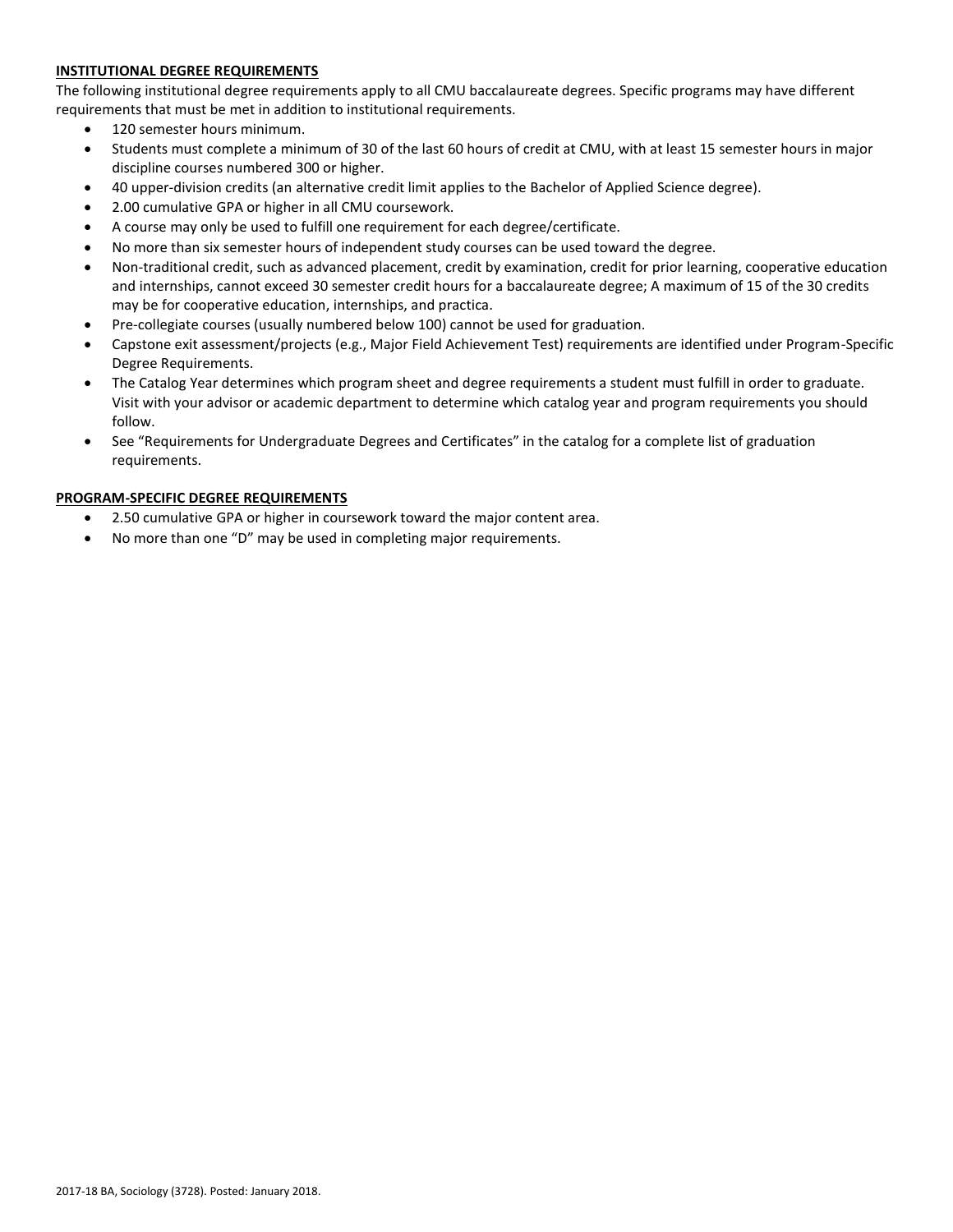## INSTITUTIONAL DEGREE REQUIREMENTS

The following institutional degree requirements apply to all CMU baccalaureate degrees. Specific programs may have different requirements that must be met in addition to institutional requirements.

- 120 semester hours minimum.
- Students must complete a minimum of 30 of the last 60 hours of credit at CMU, with at least 15 semester hours in major discipline courses numbered 300 or higher.
- 40 upper-division credits (an alternative credit limit applies to the Bachelor of Applied Science degree).
- 2.00 cumulative GPA or higher in all CMU coursework.
- A course may only be used to fulfill one requirement for each degree/certificate.
- No more than six semester hours of independent study courses can be used toward the degree.
- Non-traditional credit, such as advanced placement, credit by examination, credit for prior learning, cooperative education and internships, cannot exceed 30 semester credit hours for a baccalaureate degree; A maximum of 15 of the 30 credits may be for cooperative education, internships, and practica.
- Pre-collegiate courses (usually numbered below 100) cannot be used for graduation.
- Capstone exit assessment/projects (e.g., Major Field Achievement Test) requirements are identified under Program-Specific Degree Requirements.
- The Catalog Year determines which program sheet and degree requirements a student must fulfill in order to graduate. Visit with your advisor or academic department to determine which catalog year and program requirements you should follow.
- See "Requirements for Undergraduate Degrees and Certificates" in the catalog for a complete list of graduation requirements.

## PROGRAM-SPECIFIC DEGREE REQUIREMENTS

- 2.50 cumulative GPA or higher in coursework toward the major content area.
- No more than one "D" may be used in completing major requirements.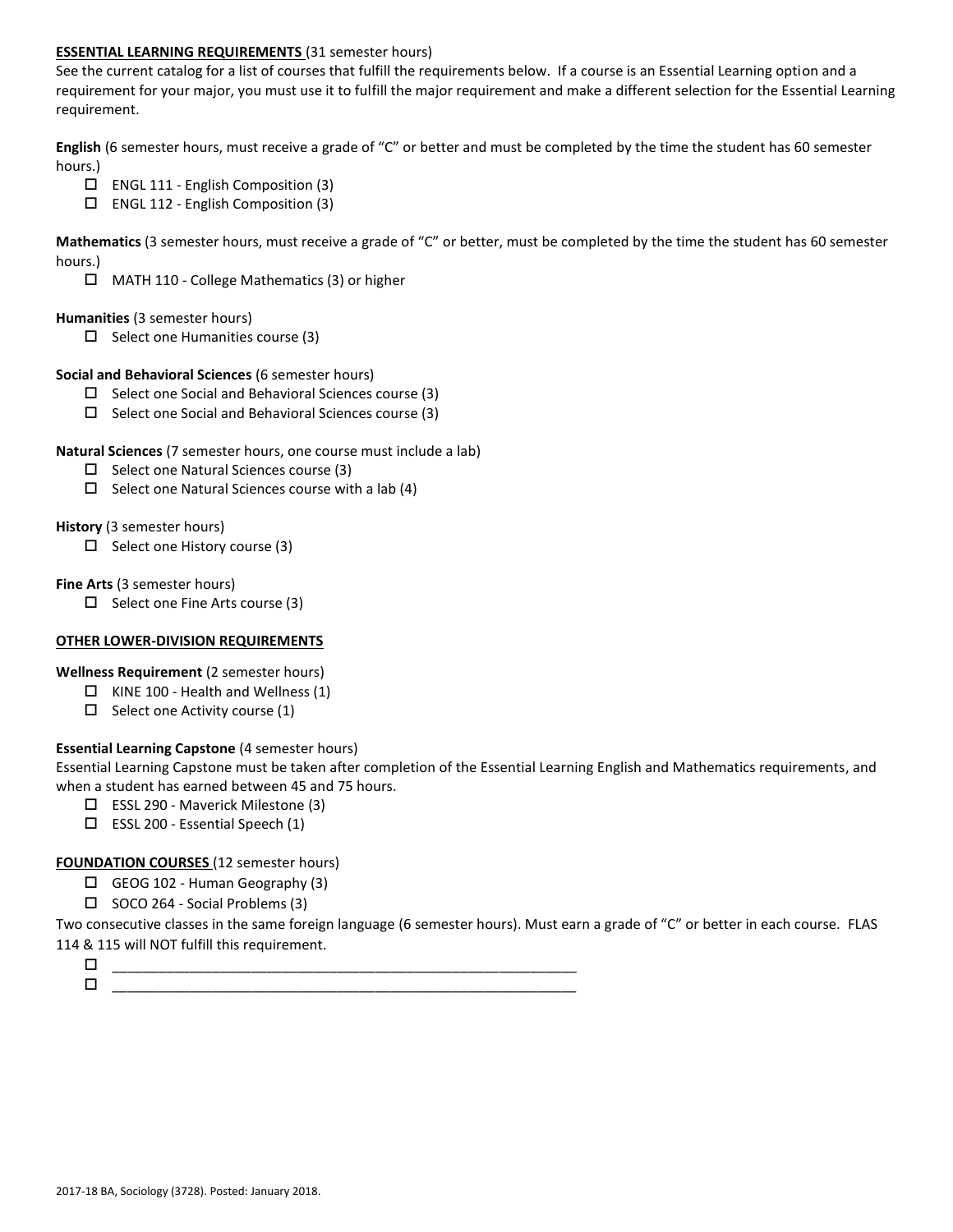**ESSENTIAL LEARNING REQUIREMENTS** (31 semester hours)

See the current catalog for a list of courses that fulfill the requirements below. If a course is an Essential Learning option and a requirement for your major, you must use it to fulfill the major requirement and make a different selection for the Essential Learning requirement.

**English** (6 semester hours, must receive a grade of "C" or better and must be completed by the time the student has 60 semester hours.)

- ☐ ENGL 111 - English Composition (3)
- ☐ ENGL 112 - English Composition (3)

**Mathematics** (3 semester hours, must receive a grade of "C" or better, must be completed by the time the student has 60 semester hours.)

- ☐ MATH 110 - College Mathematics (3) or higher

**Humanities** (3 semester hours)

- ☐ Select one Humanities course (3)

**Social and Behavioral Sciences** (6 semester hours)

- ☐ Select one Social and Behavioral Sciences course (3)
- ☐ Select one Social and Behavioral Sciences course (3)

**Natural Sciences** (7 semester hours, one course must include a lab)

- ☐ Select one Natural Sciences course (3)
- ☐ Select one Natural Sciences course with a lab (4)

**History** (3 semester hours)

- ☐ Select one History course (3)

**Fine Arts** (3 semester hours)

- ☐ Select one Fine Arts course (3)

**OTHER LOWER-DIVISION REQUIREMENTS**

**Wellness Requirement** (2 semester hours)

- ☐ KINE 100 - Health and Wellness (1)
- ☐ Select one Activity course (1)

**Essential Learning Capstone** (4 semester hours)

Essential Learning Capstone must be taken after completion of the Essential Learning English and Mathematics requirements, and when a student has earned between 45 and 75 hours.

- ☐ ESSL 290 - Maverick Milestone (3)
- ☐ ESSL 200 - Essential Speech (1)

**FOUNDATION COURSES** (12 semester hours)

- ☐ GEOG 102 - Human Geography (3)
- ☐ SOCO 264 - Social Problems (3)

Two consecutive classes in the same foreign language (6 semester hours). Must earn a grade of "C" or better in each course. FLAS 114 & 115 will NOT fulfill this requirement.

- ☐ ____________________________________________________________
- ☐ ____________________________________________________________

2017-18 BA, Sociology (3728). Posted: January 2018.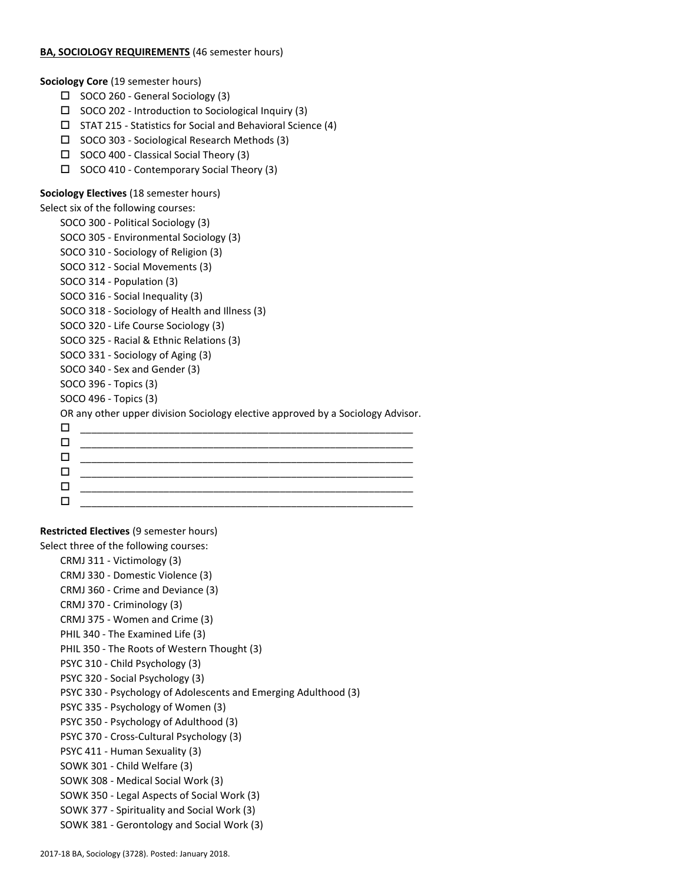**BA, SOCIOLOGY REQUIREMENTS** (46 semester hours)

**Sociology Core** (19 semester hours)

- ☐ SOCO 260 - General Sociology (3)
- ☐ SOCO 202 - Introduction to Sociological Inquiry (3)
- ☐ STAT 215 - Statistics for Social and Behavioral Science (4)
- ☐ SOCO 303 - Sociological Research Methods (3)
- ☐ SOCO 400 - Classical Social Theory (3)
- ☐ SOCO 410 - Contemporary Social Theory (3)

**Sociology Electives** (18 semester hours)

Select six of the following courses:

SOCO 300 - Political Sociology (3)
SOCO 305 - Environmental Sociology (3)
SOCO 310 - Sociology of Religion (3)
SOCO 312 - Social Movements (3)
SOCO 314 - Population (3)
SOCO 316 - Social Inequality (3)
SOCO 318 - Sociology of Health and Illness (3)
SOCO 320 - Life Course Sociology (3)
SOCO 325 - Racial & Ethnic Relations (3)
SOCO 331 - Sociology of Aging (3)
SOCO 340 - Sex and Gender (3)
SOCO 396 - Topics (3)
SOCO 496 - Topics (3)

OR any other upper division Sociology elective approved by a Sociology Advisor.

- ☐ ____________________________________________________________
- ☐ ____________________________________________________________
- ☐ ____________________________________________________________
- ☐ ____________________________________________________________
- ☐ ____________________________________________________________
- ☐ ____________________________________________________________

**Restricted Electives** (9 semester hours)

Select three of the following courses:

CRMJ 311 - Victimology (3)
CRMJ 330 - Domestic Violence (3)
CRMJ 360 - Crime and Deviance (3)
CRMJ 370 - Criminology (3)
CRMJ 375 - Women and Crime (3)
PHIL 340 - The Examined Life (3)
PHIL 350 - The Roots of Western Thought (3)
PSYC 310 - Child Psychology (3)
PSYC 320 - Social Psychology (3)
PSYC 330 - Psychology of Adolescents and Emerging Adulthood (3)
PSYC 335 - Psychology of Women (3)
PSYC 350 - Psychology of Adulthood (3)
PSYC 370 - Cross-Cultural Psychology (3)
PSYC 411 - Human Sexuality (3)
SOWK 301 - Child Welfare (3)
SOWK 308 - Medical Social Work (3)
SOWK 350 - Legal Aspects of Social Work (3)
SOWK 377 - Spirituality and Social Work (3)
SOWK 381 - Gerontology and Social Work (3)

2017-18 BA, Sociology (3728). Posted: January 2018.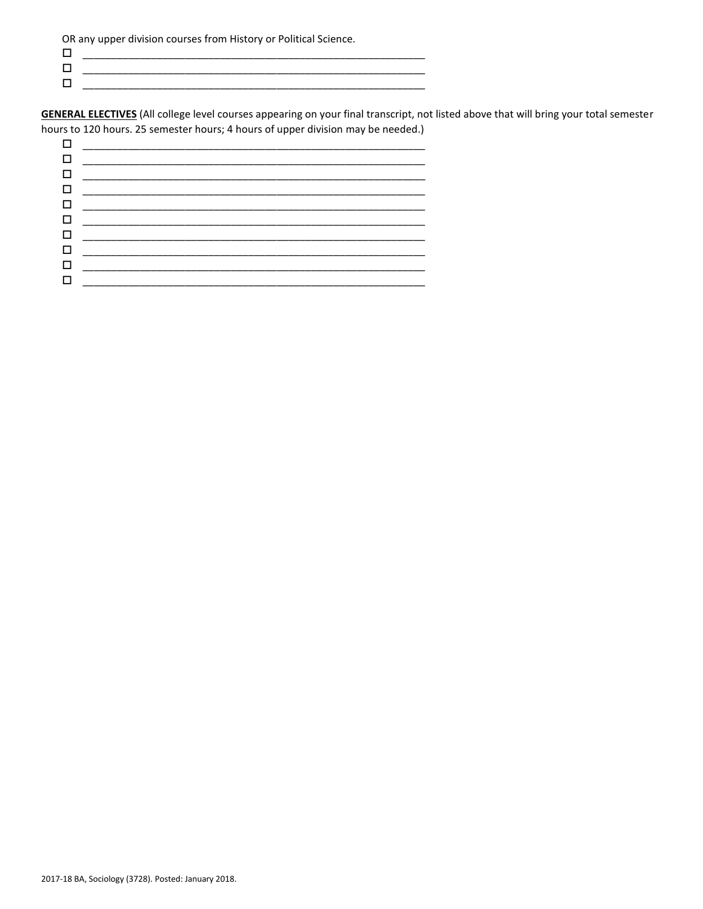OR any upper division courses from History or Political Science.

- ☐ ____________________________________________________________
- ☐ ____________________________________________________________
- ☐ ____________________________________________________________

**GENERAL ELECTIVES** (All college level courses appearing on your final transcript, not listed above that will bring your total semester hours to 120 hours. 25 semester hours; 4 hours of upper division may be needed.)

- ☐ ____________________________________________________________
- ☐ ____________________________________________________________
- ☐ ____________________________________________________________
- ☐ ____________________________________________________________
- ☐ ____________________________________________________________
- ☐ ____________________________________________________________
- ☐ ____________________________________________________________
- ☐ ____________________________________________________________
- ☐ ____________________________________________________________
- ☐ ____________________________________________________________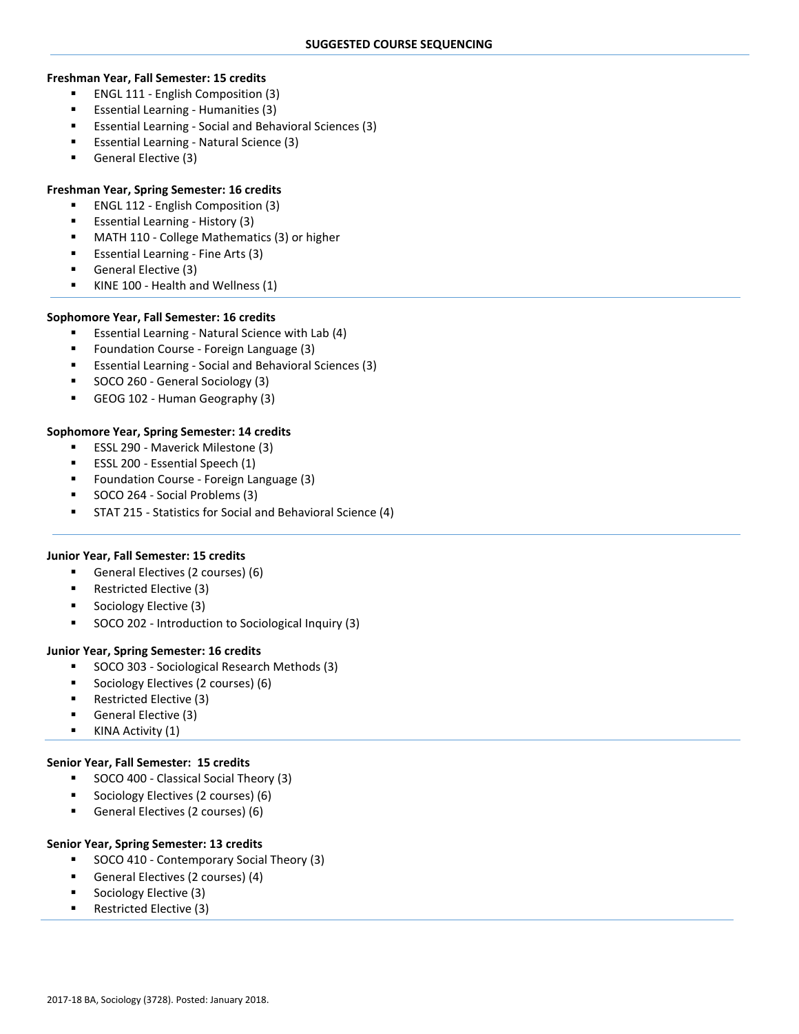## SUGGESTED COURSE SEQUENCING

**Freshman Year, Fall Semester: 15 credits**

- ENGL 111 - English Composition (3)
- Essential Learning - Humanities (3)
- Essential Learning - Social and Behavioral Sciences (3)
- Essential Learning - Natural Science (3)
- General Elective (3)

**Freshman Year, Spring Semester: 16 credits**

- ENGL 112 - English Composition (3)
- Essential Learning - History (3)
- MATH 110 - College Mathematics (3) or higher
- Essential Learning - Fine Arts (3)
- General Elective (3)
- KINE 100 - Health and Wellness (1)

**Sophomore Year, Fall Semester: 16 credits**

- Essential Learning - Natural Science with Lab (4)
- Foundation Course - Foreign Language (3)
- Essential Learning - Social and Behavioral Sciences (3)
- SOCO 260 - General Sociology (3)
- GEOG 102 - Human Geography (3)

**Sophomore Year, Spring Semester: 14 credits**

- ESSL 290 - Maverick Milestone (3)
- ESSL 200 - Essential Speech (1)
- Foundation Course - Foreign Language (3)
- SOCO 264 - Social Problems (3)
- STAT 215 - Statistics for Social and Behavioral Science (4)

**Junior Year, Fall Semester: 15 credits**

- General Electives (2 courses) (6)
- Restricted Elective (3)
- Sociology Elective (3)
- SOCO 202 - Introduction to Sociological Inquiry (3)

**Junior Year, Spring Semester: 16 credits**

- SOCO 303 - Sociological Research Methods (3)
- Sociology Electives (2 courses) (6)
- Restricted Elective (3)
- General Elective (3)
- KINA Activity (1)

**Senior Year, Fall Semester: 15 credits**

- SOCO 400 - Classical Social Theory (3)
- Sociology Electives (2 courses) (6)
- General Electives (2 courses) (6)

**Senior Year, Spring Semester: 13 credits**

- SOCO 410 - Contemporary Social Theory (3)
- General Electives (2 courses) (4)
- Sociology Elective (3)
- Restricted Elective (3)

2017-18 BA, Sociology (3728). Posted: January 2018.